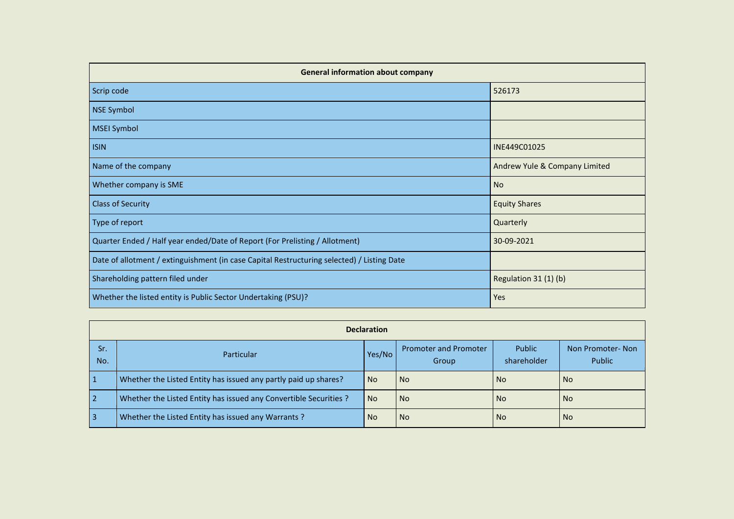| General information about company | |
|---|---|
| Scrip code | 526173 |
| NSE Symbol | |
| MSEI Symbol | |
| ISIN | INE449C01025 |
| Name of the company | Andrew Yule & Company Limited |
| Whether company is SME | No |
| Class of Security | Equity Shares |
| Type of report | Quarterly |
| Quarter Ended / Half year ended/Date of Report (For Prelisting / Allotment) | 30-09-2021 |
| Date of allotment / extinguishment (in case Capital Restructuring selected) / Listing Date | |
| Shareholding pattern filed under | Regulation 31 (1) (b) |
| Whether the listed entity is Public Sector Undertaking (PSU)? | Yes |

| Declaration | | | | | |
|---|---|---|---|---|---|
| Sr. No. | Particular | Yes/No | Promoter and Promoter Group | Public shareholder | Non Promoter- Non Public |
| 1 | Whether the Listed Entity has issued any partly paid up shares? | No | No | No | No |
| 2 | Whether the Listed Entity has issued any Convertible Securities ? | No | No | No | No |
| 3 | Whether the Listed Entity has issued any Warrants ? | No | No | No | No |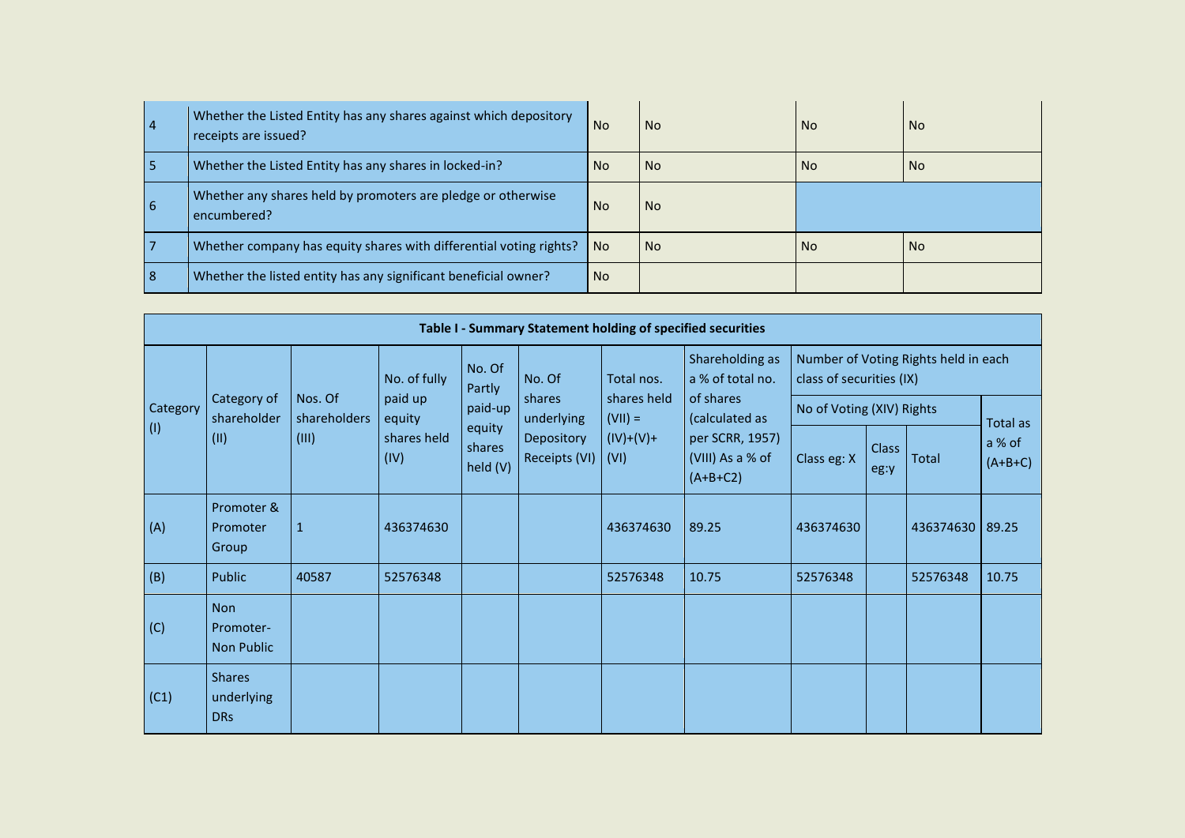| 4 | Whether the Listed Entity has any shares against which depository receipts are issued? | No | No | No | No |
|---|---|---|---|---|---|
| 5 | Whether the Listed Entity has any shares in locked-in? | No | No | No | No |
| 6 | Whether any shares held by promoters are pledge or otherwise encumbered? | No | No | | |
| 7 | Whether company has equity shares with differential voting rights? | No | No | No | No |
| 8 | Whether the listed entity has any significant beneficial owner? | No | | | |

**Table I - Summary Statement holding of specified securities**

| Category (I) | Category of shareholder (II) | Nos. Of shareholders (III) | No. of fully paid up equity shares held (IV) | No. Of Partly paid-up equity shares held (V) | No. Of shares underlying Depository Receipts (VI) | Total nos. shares held (VII) = (IV)+(V)+ (VI) | Shareholding as a % of total no. of shares (calculated as per SCRR, 1957) (VIII) As a % of (A+B+C2) | Number of Voting Rights held in each class of securities (IX) | | | |
|---|---|---|---|---|---|---|---|---|---|---|---|
| | | | | | | | | No of Voting (XIV) Rights | | | Total as a % of (A+B+C) |
| | | | | | | | | Class eg: X | Class eg:y | Total | |
| (A) | Promoter & Promoter Group | 1 | 436374630 | | | 436374630 | 89.25 | 436374630 | | 436374630 | 89.25 |
| (B) | Public | 40587 | 52576348 | | | 52576348 | 10.75 | 52576348 | | 52576348 | 10.75 |
| (C) | Non Promoter- Non Public | | | | | | | | | | |
| (C1) | Shares underlying DRs | | | | | | | | | | |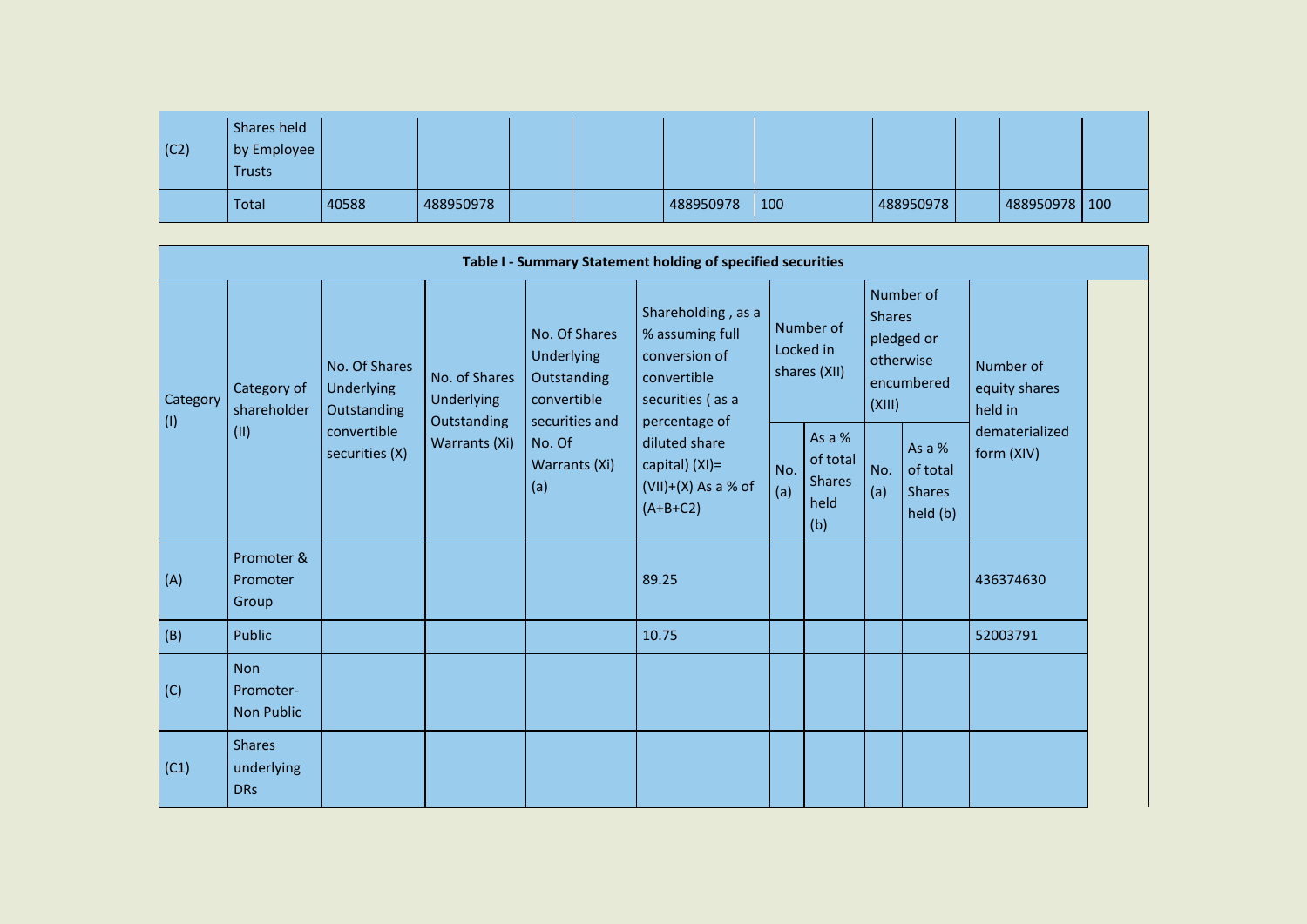| | | | | | | | | | | | |
|---|---|---|---|---|---|---|---|---|---|---|---|
| (C2) | Shares held by Employee Trusts | | | | | | | | | | |
| | Total | 40588 | 488950978 | | | 488950978 | 100 | 488950978 | | 488950978 | 100 |

**Table I - Summary Statement holding of specified securities**

| Category (I) | Category of shareholder (II) | No. Of Shares Underlying Outstanding convertible securities (X) | No. of Shares Underlying Outstanding Warrants (Xi) | No. Of Shares Underlying Outstanding convertible securities and No. Of Warrants (Xi) (a) | Shareholding , as a % assuming full conversion of convertible securities ( as a percentage of diluted share capital) (XI)= (VII)+(X) As a % of (A+B+C2) | Number of Locked in shares (XII) | | Number of Shares pledged or otherwise encumbered (XIII) | | Number of equity shares held in dematerialized form (XIV) |
|---|---|---|---|---|---|---|---|---|---|---|
| | | | | | | No. (a) | As a % of total Shares held (b) | No. (a) | As a % of total Shares held (b) | |
| (A) | Promoter & Promoter Group | | | | 89.25 | | | | | 436374630 |
| (B) | Public | | | | 10.75 | | | | | 52003791 |
| (C) | Non Promoter- Non Public | | | | | | | | | |
| (C1) | Shares underlying DRs | | | | | | | | | |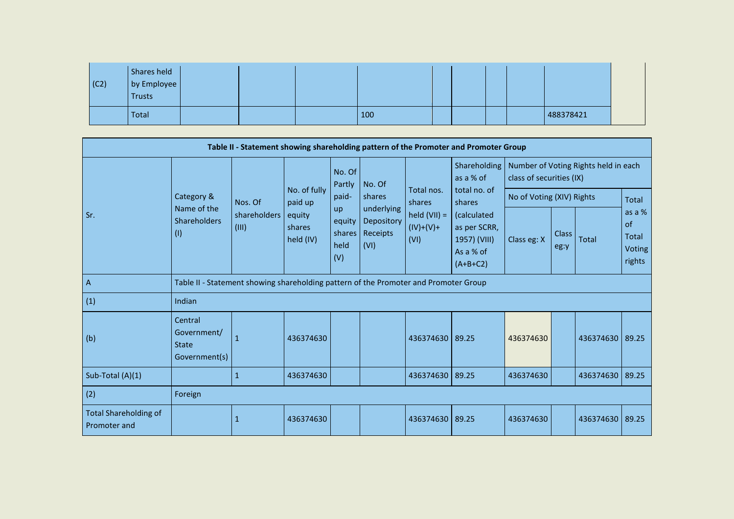| | | | | | | | | | | | |
|---|---|---|---|---|---|---|---|---|---|---|---|
| (C2) | Shares held by Employee Trusts | | | | | | | | | | |
| | Total | | | | 100 | | | | | 488378421 | |

| Table II - Statement showing shareholding pattern of the Promoter and Promoter Group | | | | | | | | | | | |
|---|---|---|---|---|---|---|---|---|---|---|---|
| Sr. | Category & Name of the Shareholders (I) | Nos. Of shareholders (III) | No. of fully paid up equity shares held (IV) | No. Of Partly paid-up equity shares held (V) | No. Of shares underlying Depository Receipts (VI) | Total nos. shares held (VII) = (IV)+(V)+ (VI) | Shareholding as a % of total no. of shares (calculated as per SCRR, 1957) (VIII) As a % of (A+B+C2) | Number of Voting Rights held in each class of securities (IX) | | | |
| | | | | | | | | No of Voting (XIV) Rights | | | Total as a % of Total Voting rights |
| | | | | | | | | Class eg: X | Class eg:y | Total | |
| A | Table II - Statement showing shareholding pattern of the Promoter and Promoter Group | | | | | | | | | | |
| (1) | Indian | | | | | | | | | | |
| (b) | Central Government/ State Government(s) | 1 | 436374630 | | | 436374630 | 89.25 | 436374630 | | 436374630 | 89.25 |
| Sub-Total (A)(1) | | 1 | 436374630 | | | 436374630 | 89.25 | 436374630 | | 436374630 | 89.25 |
| (2) | Foreign | | | | | | | | | | |
| Total Shareholding of Promoter and | | 1 | 436374630 | | | 436374630 | 89.25 | 436374630 | | 436374630 | 89.25 |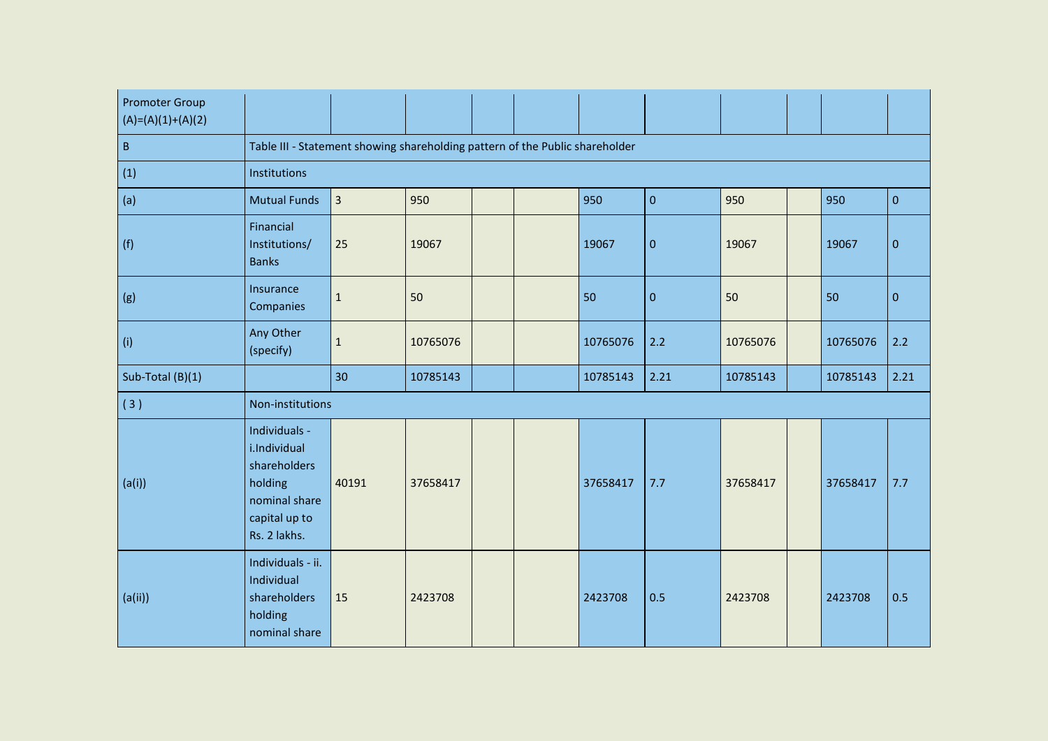| | | | | | | | | | | | |
|---|---|---|---|---|---|---|---|---|---|---|---|
| Promoter Group (A)=(A)(1)+(A)(2) | | | | | | | | | | | |
| B | Table III - Statement showing shareholding pattern of the Public shareholder | | | | | | | | | | |
| (1) | Institutions | | | | | | | | | | |
| (a) | Mutual Funds | 3 | 950 | | | 950 | 0 | 950 | | 950 | 0 |
| (f) | Financial Institutions/ Banks | 25 | 19067 | | | 19067 | 0 | 19067 | | 19067 | 0 |
| (g) | Insurance Companies | 1 | 50 | | | 50 | 0 | 50 | | 50 | 0 |
| (i) | Any Other (specify) | 1 | 10765076 | | | 10765076 | 2.2 | 10765076 | | 10765076 | 2.2 |
| Sub-Total (B)(1) | | 30 | 10785143 | | | 10785143 | 2.21 | 10785143 | | 10785143 | 2.21 |
| ( 3 ) | Non-institutions | | | | | | | | | | |
| (a(i)) | Individuals - i.Individual shareholders holding nominal share capital up to Rs. 2 lakhs. | 40191 | 37658417 | | | 37658417 | 7.7 | 37658417 | | 37658417 | 7.7 |
| (a(ii)) | Individuals - ii. Individual shareholders holding nominal share | 15 | 2423708 | | | 2423708 | 0.5 | 2423708 | | 2423708 | 0.5 |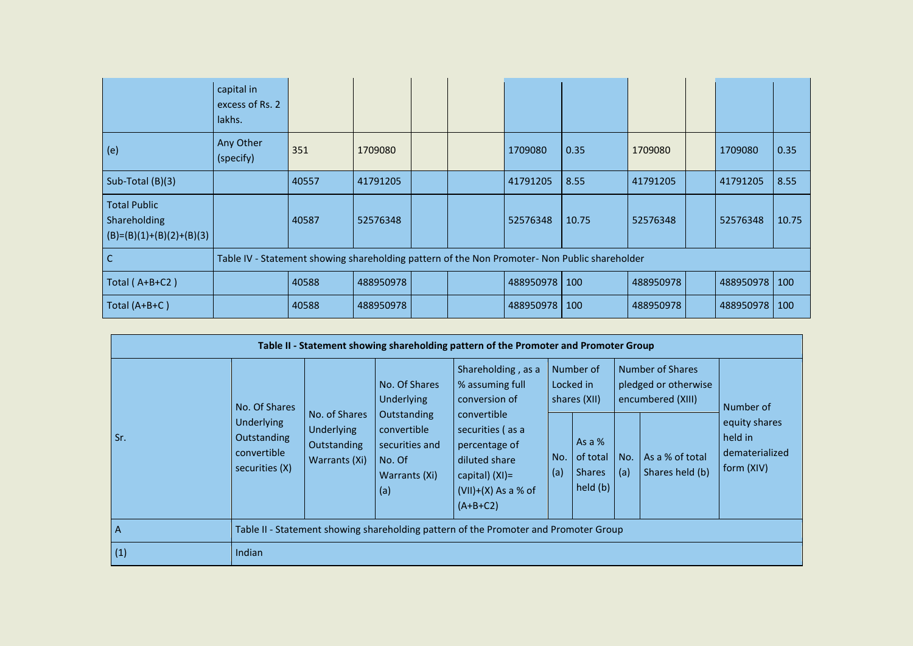| | capital in excess of Rs. 2 lakhs. | | | | | | | | | | |
|---|---|---|---|---|---|---|---|---|---|---|---|
| (e) | Any Other (specify) | 351 | 1709080 | | | 1709080 | 0.35 | 1709080 | | 1709080 | 0.35 |
| Sub-Total (B)(3) | | 40557 | 41791205 | | | 41791205 | 8.55 | 41791205 | | 41791205 | 8.55 |
| Total Public Shareholding (B)=(B)(1)+(B)(2)+(B)(3) | | 40587 | 52576348 | | | 52576348 | 10.75 | 52576348 | | 52576348 | 10.75 |
| C | Table IV - Statement showing shareholding pattern of the Non Promoter- Non Public shareholder | | | | | | | | | | |
| Total ( A+B+C2 ) | | 40588 | 488950978 | | | 488950978 | 100 | 488950978 | | 488950978 | 100 |
| Total (A+B+C ) | | 40588 | 488950978 | | | 488950978 | 100 | 488950978 | | 488950978 | 100 |

| Table II - Statement showing shareholding pattern of the Promoter and Promoter Group | | | | | | | | | |
|---|---|---|---|---|---|---|---|---|---|
| Sr. | No. Of Shares Underlying Outstanding convertible securities (X) | No. of Shares Underlying Outstanding Warrants (Xi) | No. Of Shares Underlying Outstanding convertible securities and No. Of Warrants (Xi) (a) | Shareholding , as a % assuming full conversion of convertible securities ( as a percentage of diluted share capital) (XI)= (VII)+(X) As a % of (A+B+C2) | Number of Locked in shares (XII) | | Number of Shares pledged or otherwise encumbered (XIII) | | Number of equity shares held in dematerialized form (XIV) |
| | | | | | No. (a) | As a % of total Shares held (b) | No. (a) | As a % of total Shares held (b) | |
| A | Table II - Statement showing shareholding pattern of the Promoter and Promoter Group | | | | | | | | |
| (1) | Indian | | | | | | | | |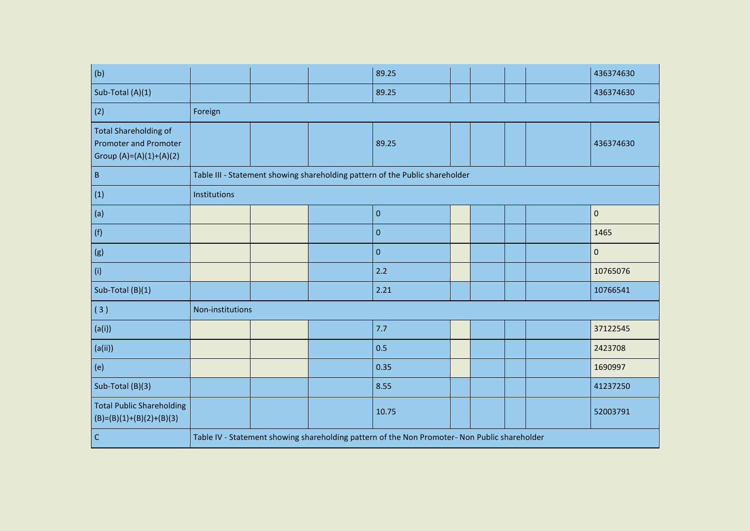| | | | | | | | | | |
|---|---|---|---|---|---|---|---|---|---|
| (b) | | | | 89.25 | | | | | 436374630 |
| Sub-Total (A)(1) | | | | 89.25 | | | | | 436374630 |
| (2) | Foreign | | | | | | | | |
| Total Shareholding of Promoter and Promoter Group (A)=(A)(1)+(A)(2) | | | | 89.25 | | | | | 436374630 |
| B | Table III - Statement showing shareholding pattern of the Public shareholder | | | | | | | | |
| (1) | Institutions | | | | | | | | |
| (a) | | | | 0 | | | | | 0 |
| (f) | | | | 0 | | | | | 1465 |
| (g) | | | | 0 | | | | | 0 |
| (i) | | | | 2.2 | | | | | 10765076 |
| Sub-Total (B)(1) | | | | 2.21 | | | | | 10766541 |
| ( 3 ) | Non-institutions | | | | | | | | |
| (a(i)) | | | | 7.7 | | | | | 37122545 |
| (a(ii)) | | | | 0.5 | | | | | 2423708 |
| (e) | | | | 0.35 | | | | | 1690997 |
| Sub-Total (B)(3) | | | | 8.55 | | | | | 41237250 |
| Total Public Shareholding (B)=(B)(1)+(B)(2)+(B)(3) | | | | 10.75 | | | | | 52003791 |
| C | Table IV - Statement showing shareholding pattern of the Non Promoter- Non Public shareholder | | | | | | | | |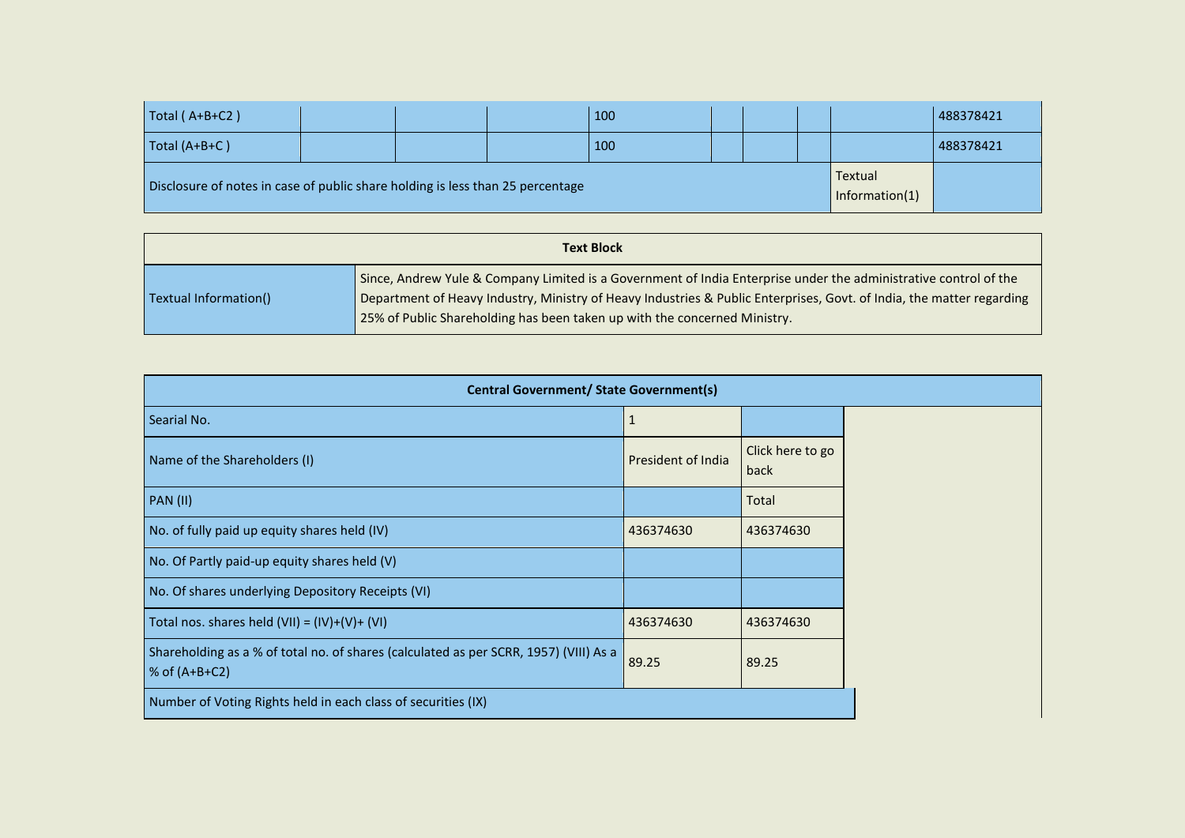| Total ( A+B+C2 ) | | | | 100 | | | | | 488378421 |
|---|---|---|---|---|---|---|---|---|---|
| Total (A+B+C ) | | | | 100 | | | | | 488378421 |
| Disclosure of notes in case of public share holding is less than 25 percentage | | | | | | | | Textual Information(1) | |

| Text Block | |
|---|---|
| Textual Information() | Since, Andrew Yule & Company Limited is a Government of India Enterprise under the administrative control of the Department of Heavy Industry, Ministry of Heavy Industries & Public Enterprises, Govt. of India, the matter regarding 25% of Public Shareholding has been taken up with the concerned Ministry. |

| Central Government/ State Government(s) | | |
|---|---|---|
| Searial No. | 1 | |
| Name of the Shareholders (I) | President of India | Click here to go back |
| PAN (II) | | Total |
| No. of fully paid up equity shares held (IV) | 436374630 | 436374630 |
| No. Of Partly paid-up equity shares held (V) | | |
| No. Of shares underlying Depository Receipts (VI) | | |
| Total nos. shares held (VII) = (IV)+(V)+ (VI) | 436374630 | 436374630 |
| Shareholding as a % of total no. of shares (calculated as per SCRR, 1957) (VIII) As a % of (A+B+C2) | 89.25 | 89.25 |
| Number of Voting Rights held in each class of securities (IX) | | |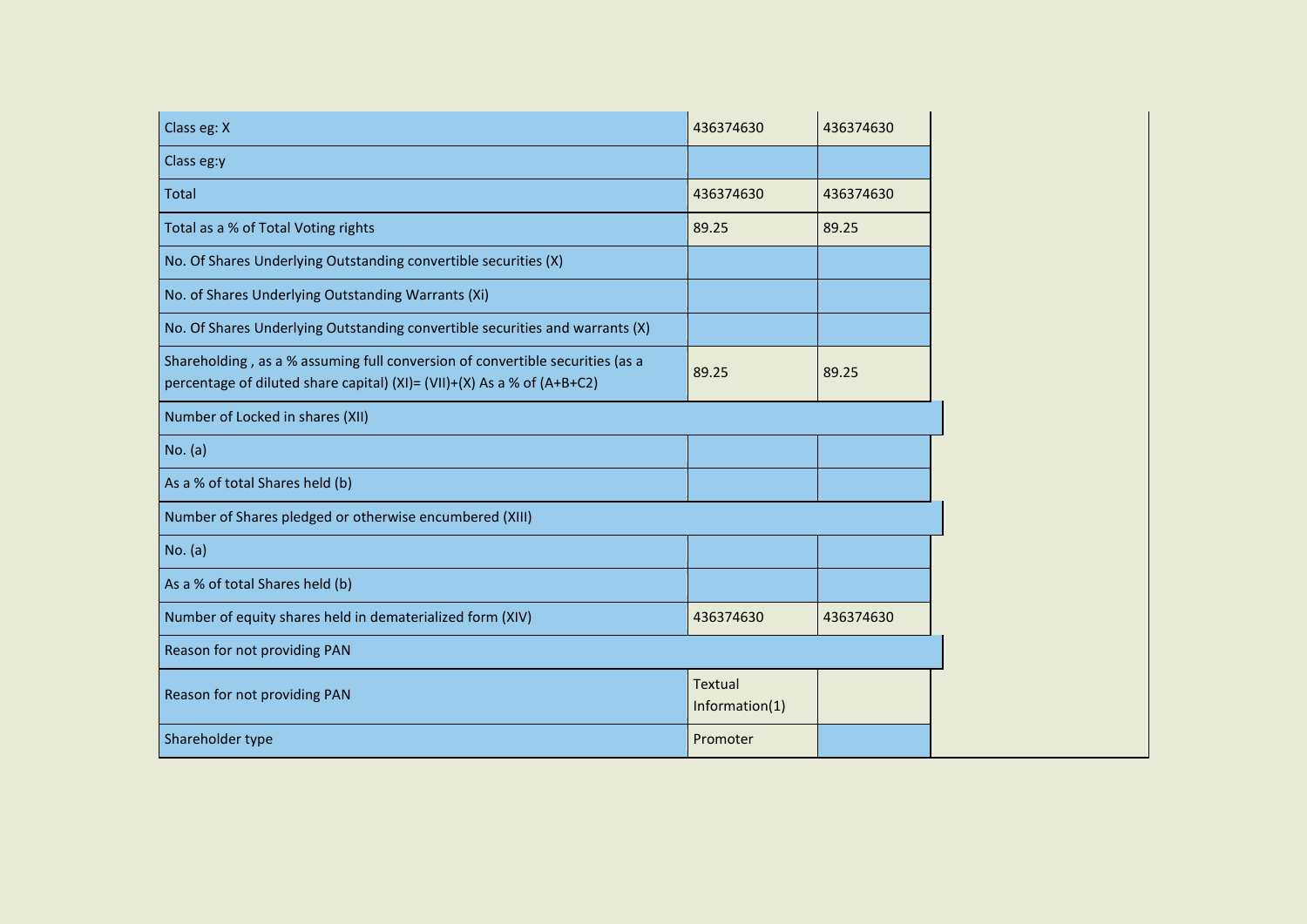| Class eg: X | 436374630 | 436374630 |
|---|---|---|
| Class eg:y | | |
| Total | 436374630 | 436374630 |
| Total as a % of Total Voting rights | 89.25 | 89.25 |
| No. Of Shares Underlying Outstanding convertible securities (X) | | |
| No. of Shares Underlying Outstanding Warrants (Xi) | | |
| No. Of Shares Underlying Outstanding convertible securities and warrants (X) | | |
| Shareholding , as a % assuming full conversion of convertible securities (as a percentage of diluted share capital) (XI)= (VII)+(X) As a % of (A+B+C2) | 89.25 | 89.25 |
| Number of Locked in shares (XII) | | |
| No. (a) | | |
| As a % of total Shares held (b) | | |
| Number of Shares pledged or otherwise encumbered (XIII) | | |
| No. (a) | | |
| As a % of total Shares held (b) | | |
| Number of equity shares held in dematerialized form (XIV) | 436374630 | 436374630 |
| Reason for not providing PAN | | |
| Reason for not providing PAN | Textual Information(1) | |
| Shareholder type | Promoter | |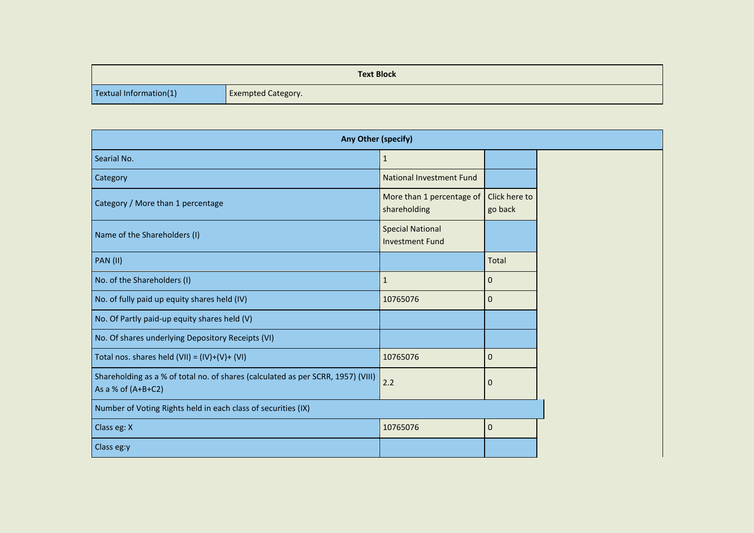| Text Block | |
|---|---|
| Textual Information(1) | Exempted Category. |

| Any Other (specify) | | |
|---|---|---|
| Searial No. | 1 | |
| Category | National Investment Fund | |
| Category / More than 1 percentage | More than 1 percentage of shareholding | Click here to go back |
| Name of the Shareholders (I) | Special National Investment Fund | |
| PAN (II) | | Total |
| No. of the Shareholders (I) | 1 | 0 |
| No. of fully paid up equity shares held (IV) | 10765076 | 0 |
| No. Of Partly paid-up equity shares held (V) | | |
| No. Of shares underlying Depository Receipts (VI) | | |
| Total nos. shares held (VII) = (IV)+(V)+ (VI) | 10765076 | 0 |
| Shareholding as a % of total no. of shares (calculated as per SCRR, 1957) (VIII) As a % of (A+B+C2) | 2.2 | 0 |
| Number of Voting Rights held in each class of securities (IX) | | |
| Class eg: X | 10765076 | 0 |
| Class eg:y | | |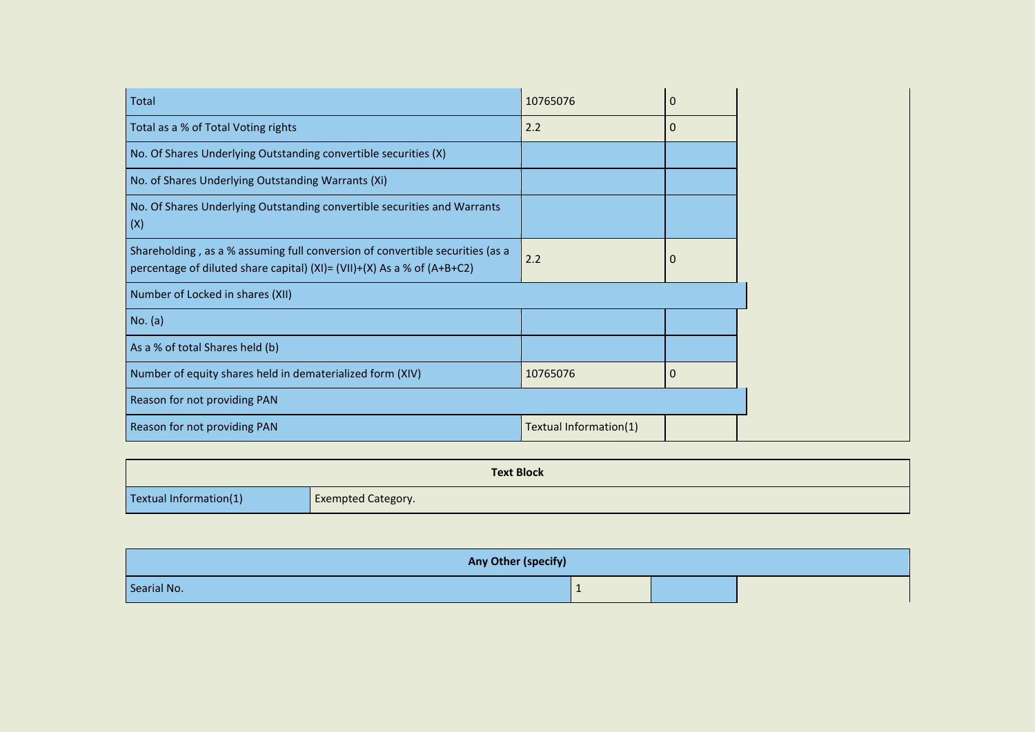| | | | |
|---|---|---|---|
| Total | 10765076 | 0 | |
| Total as a % of Total Voting rights | 2.2 | 0 | |
| No. Of Shares Underlying Outstanding convertible securities (X) | | | |
| No. of Shares Underlying Outstanding Warrants (Xi) | | | |
| No. Of Shares Underlying Outstanding convertible securities and Warrants (X) | | | |
| Shareholding , as a % assuming full conversion of convertible securities (as a percentage of diluted share capital) (XI)= (VII)+(X) As a % of (A+B+C2) | 2.2 | 0 | |
| Number of Locked in shares (XII) | | | |
| No. (a) | | | |
| As a % of total Shares held (b) | | | |
| Number of equity shares held in dematerialized form (XIV) | 10765076 | 0 | |
| Reason for not providing PAN | | | |
| Reason for not providing PAN | Textual Information(1) | | |

| Text Block | |
|---|---|
| Textual Information(1) | Exempted Category. |

| Any Other (specify) | | | |
|---|---|---|---|
| Searial No. | 1 | | |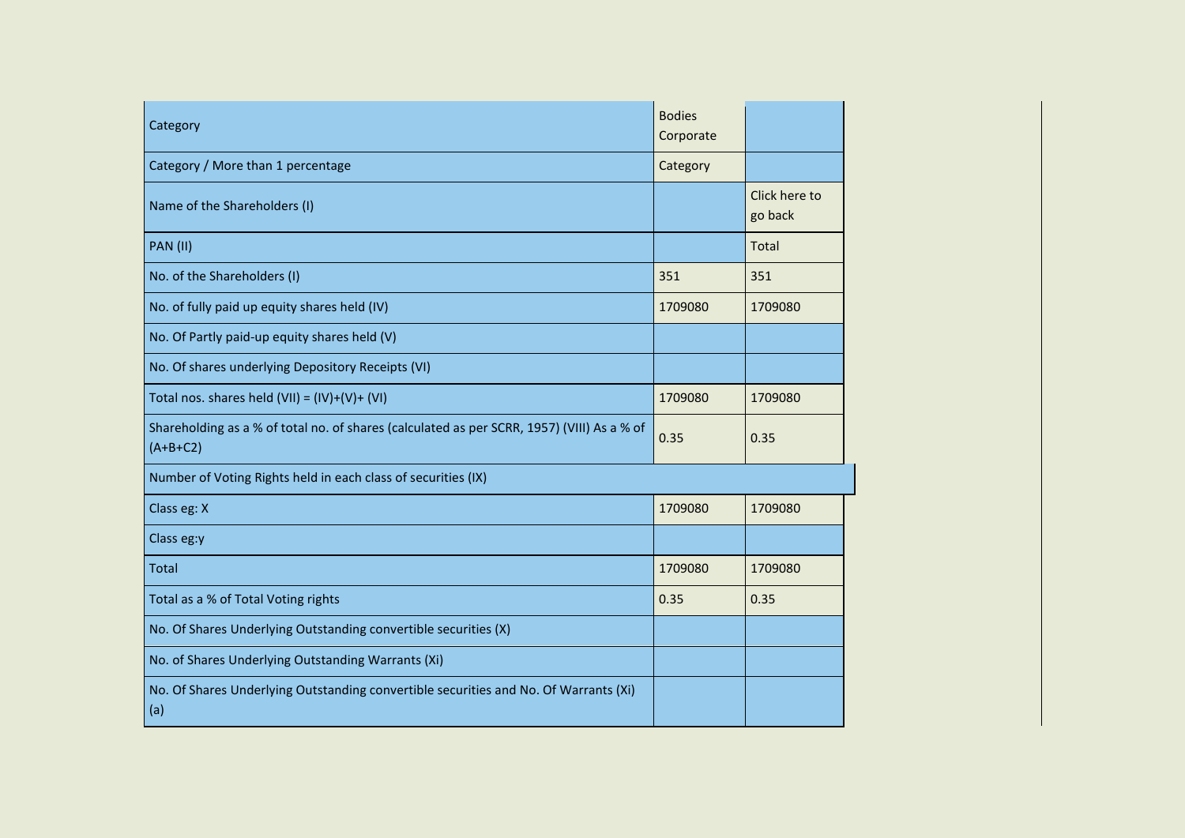| Category | Bodies Corporate | |
|---|---|---|
| Category / More than 1 percentage | Category | |
| Name of the Shareholders (I) | | Click here to go back |
| PAN (II) | | Total |
| No. of the Shareholders (I) | 351 | 351 |
| No. of fully paid up equity shares held (IV) | 1709080 | 1709080 |
| No. Of Partly paid-up equity shares held (V) | | |
| No. Of shares underlying Depository Receipts (VI) | | |
| Total nos. shares held (VII) = (IV)+(V)+ (VI) | 1709080 | 1709080 |
| Shareholding as a % of total no. of shares (calculated as per SCRR, 1957) (VIII) As a % of (A+B+C2) | 0.35 | 0.35 |
| Number of Voting Rights held in each class of securities (IX) | | |
| Class eg: X | 1709080 | 1709080 |
| Class eg:y | | |
| Total | 1709080 | 1709080 |
| Total as a % of Total Voting rights | 0.35 | 0.35 |
| No. Of Shares Underlying Outstanding convertible securities (X) | | |
| No. of Shares Underlying Outstanding Warrants (Xi) | | |
| No. Of Shares Underlying Outstanding convertible securities and No. Of Warrants (Xi) (a) | | |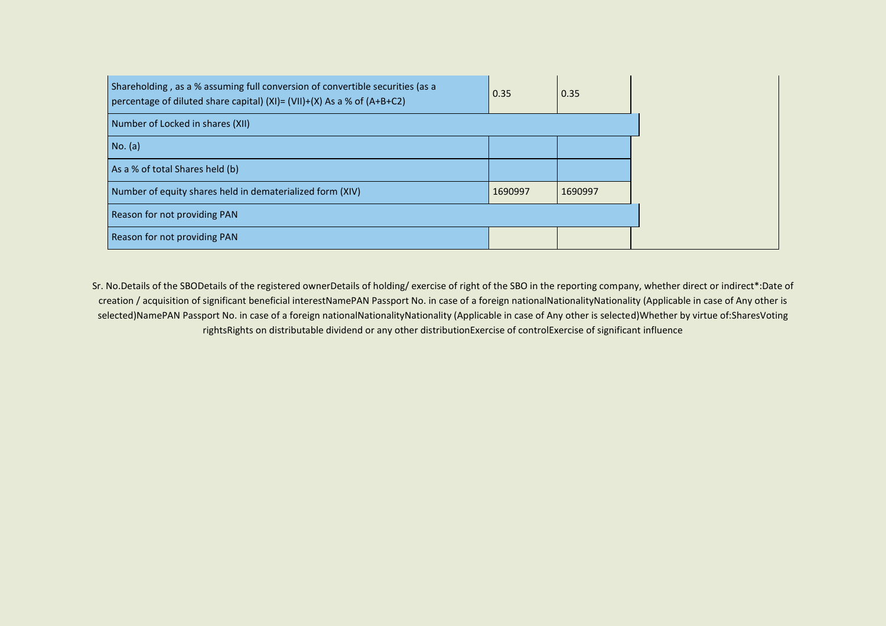| | | | |
|---|---|---|---|
| Shareholding , as a % assuming full conversion of convertible securities (as a percentage of diluted share capital) (XI)= (VII)+(X) As a % of (A+B+C2) | 0.35 | 0.35 | |
| Number of Locked in shares (XII) | | | |
| No. (a) | | | |
| As a % of total Shares held (b) | | | |
| Number of equity shares held in dematerialized form (XIV) | 1690997 | 1690997 | |
| Reason for not providing PAN | | | |
| Reason for not providing PAN | | | |

Sr. No.Details of the SBODetails of the registered ownerDetails of holding/ exercise of right of the SBO in the reporting company, whether direct or indirect*:Date of creation / acquisition of significant beneficial interestNamePAN Passport No. in case of a foreign nationalNationalityNationality (Applicable in case of Any other is selected)NamePAN Passport No. in case of a foreign nationalNationalityNationality (Applicable in case of Any other is selected)Whether by virtue of:SharesVoting rightsRights on distributable dividend or any other distributionExercise of controlExercise of significant influence